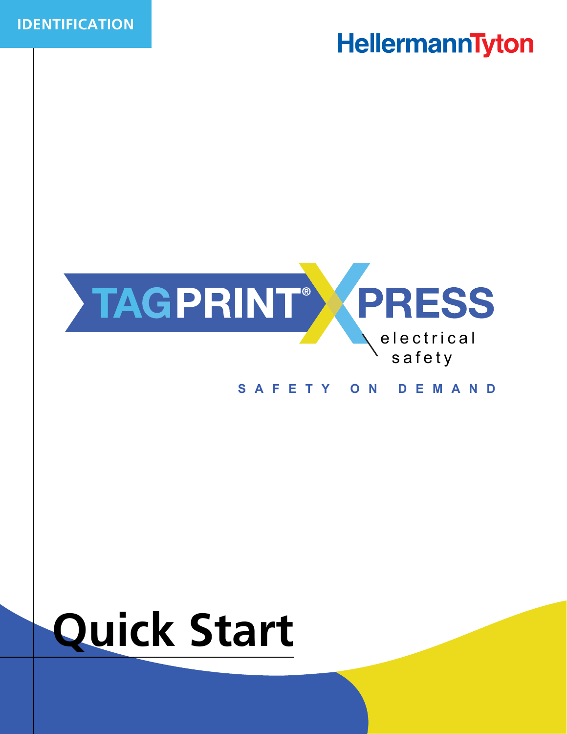IDENTIFICATION

HellermannTyton

# TAGPRINT® XPRESS

electrical safety

SAFETY ON DEMAND

# Quick Start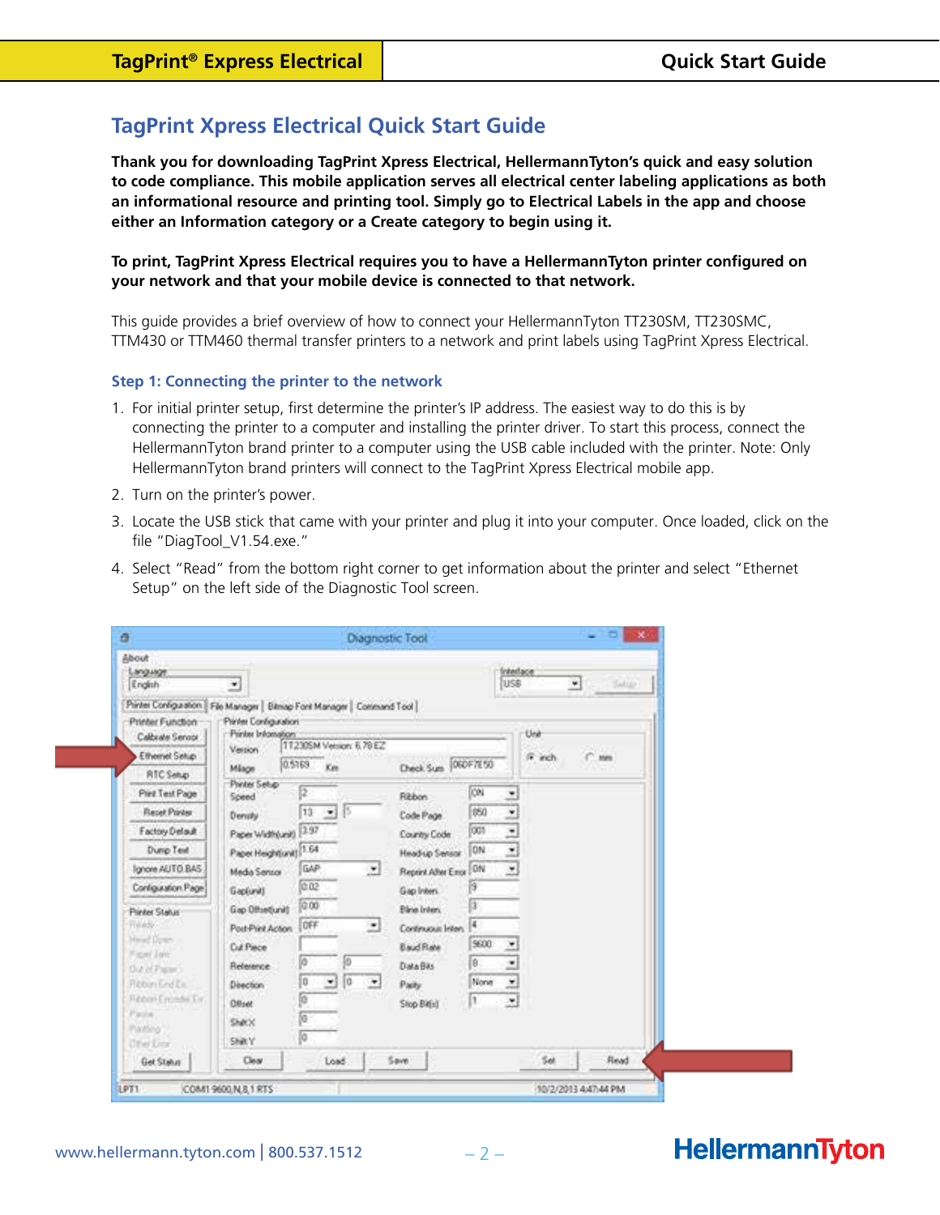## TagPrint Xpress Electrical Quick Start Guide

**Thank you for downloading TagPrint Xpress Electrical, HellermannTyton's quick and easy solution to code compliance. This mobile application serves all electrical center labeling applications as both an informational resource and printing tool. Simply go to Electrical Labels in the app and choose either an Information category or a Create category to begin using it.**

**To print, TagPrint Xpress Electrical requires you to have a HellermannTyton printer configured on your network and that your mobile device is connected to that network.**

This guide provides a brief overview of how to connect your HellermannTyton TT230SM, TT230SMC, TTM430 or TTM460 thermal transfer printers to a network and print labels using TagPrint Xpress Electrical.

### Step 1: Connecting the printer to the network

1. For initial printer setup, first determine the printer's IP address. The easiest way to do this is by connecting the printer to a computer and installing the printer driver. To start this process, connect the HellermannTyton brand printer to a computer using the USB cable included with the printer. Note: Only HellermannTyton brand printers will connect to the TagPrint Xpress Electrical mobile app.
2. Turn on the printer's power.
3. Locate the USB stick that came with your printer and plug it into your computer. Once loaded, click on the file "DiagTool_V1.54.exe."
4. Select "Read" from the bottom right corner to get information about the printer and select "Ethernet Setup" on the left side of the Diagnostic Tool screen.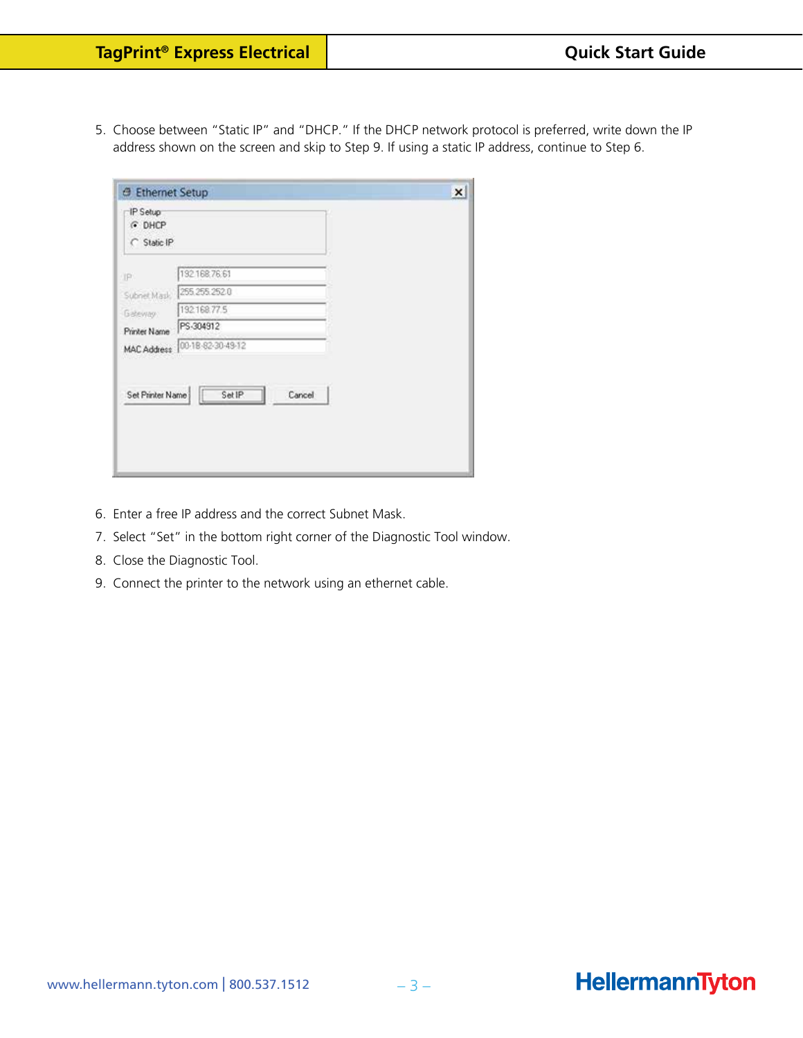5. Choose between "Static IP" and "DHCP." If the DHCP network protocol is preferred, write down the IP address shown on the screen and skip to Step 9. If using a static IP address, continue to Step 6.

6. Enter a free IP address and the correct Subnet Mask.
7. Select "Set" in the bottom right corner of the Diagnostic Tool window.
8. Close the Diagnostic Tool.
9. Connect the printer to the network using an ethernet cable.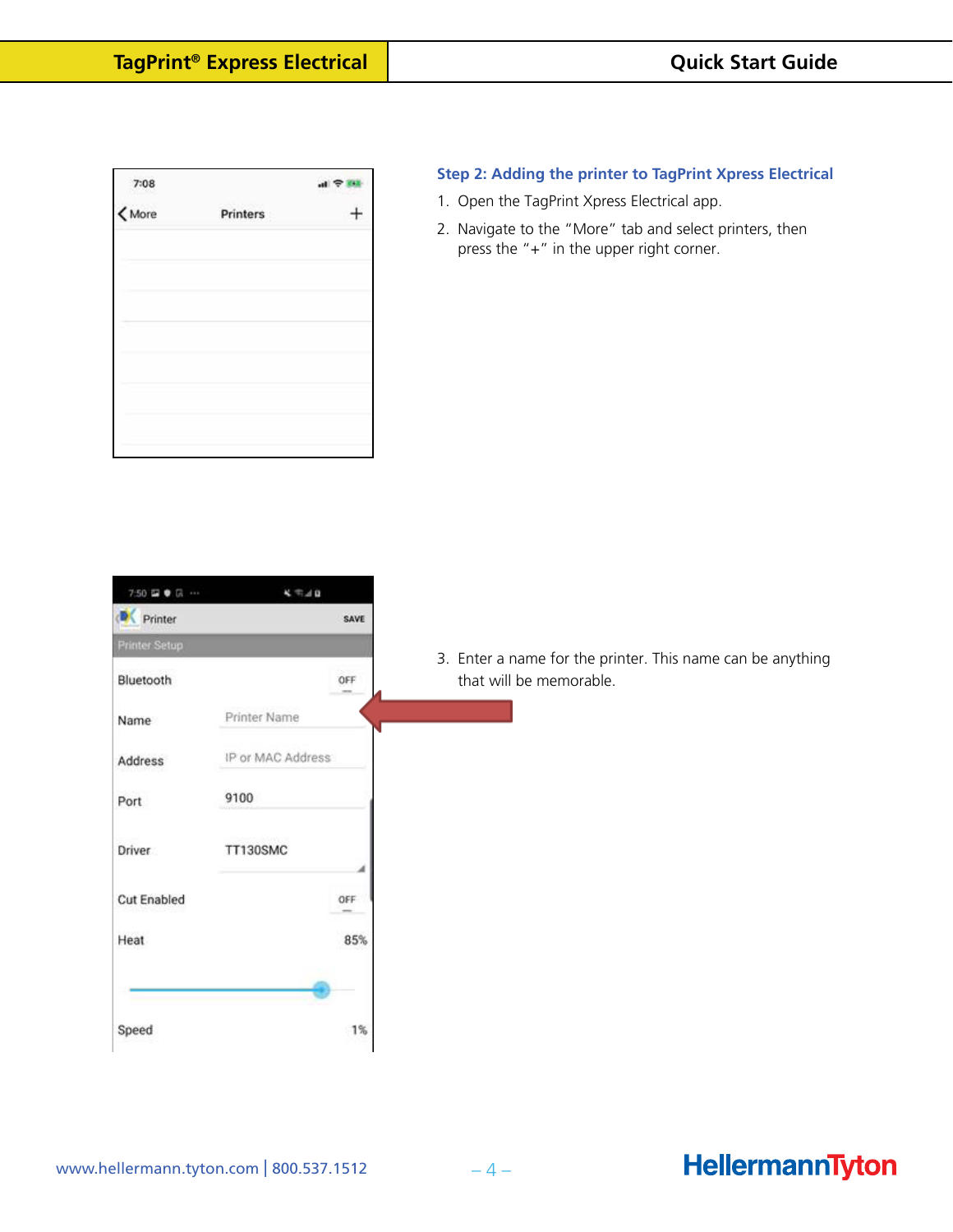### Step 2: Adding the printer to TagPrint Xpress Electrical

1. Open the TagPrint Xpress Electrical app.
2. Navigate to the "More" tab and select printers, then press the "+" in the upper right corner.
3. Enter a name for the printer. This name can be anything that will be memorable.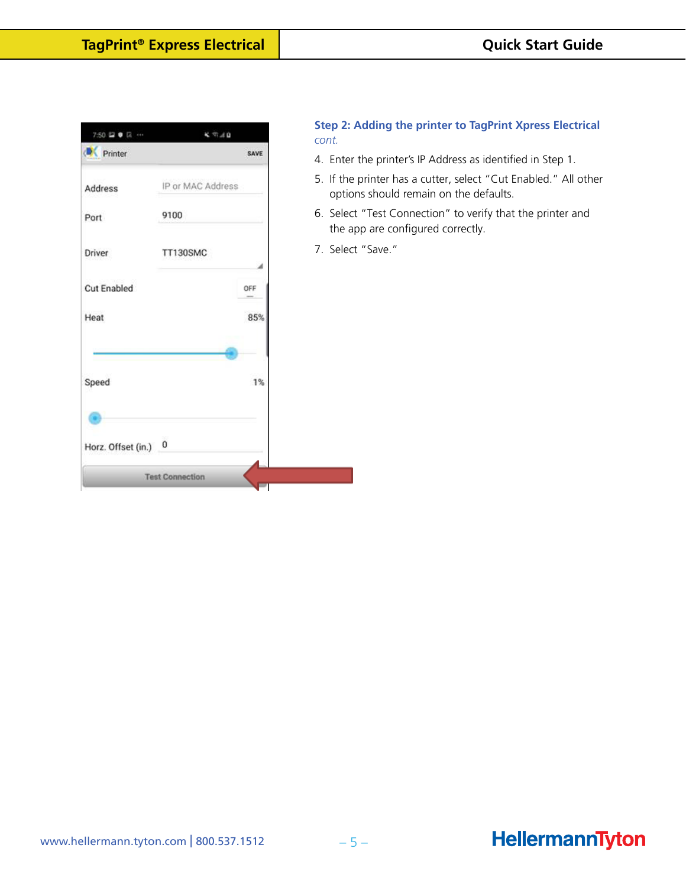### Step 2: Adding the printer to TagPrint Xpress Electrical

*cont.*

4. Enter the printer's IP Address as identified in Step 1.
5. If the printer has a cutter, select "Cut Enabled." All other options should remain on the defaults.
6. Select "Test Connection" to verify that the printer and the app are configured correctly.
7. Select "Save."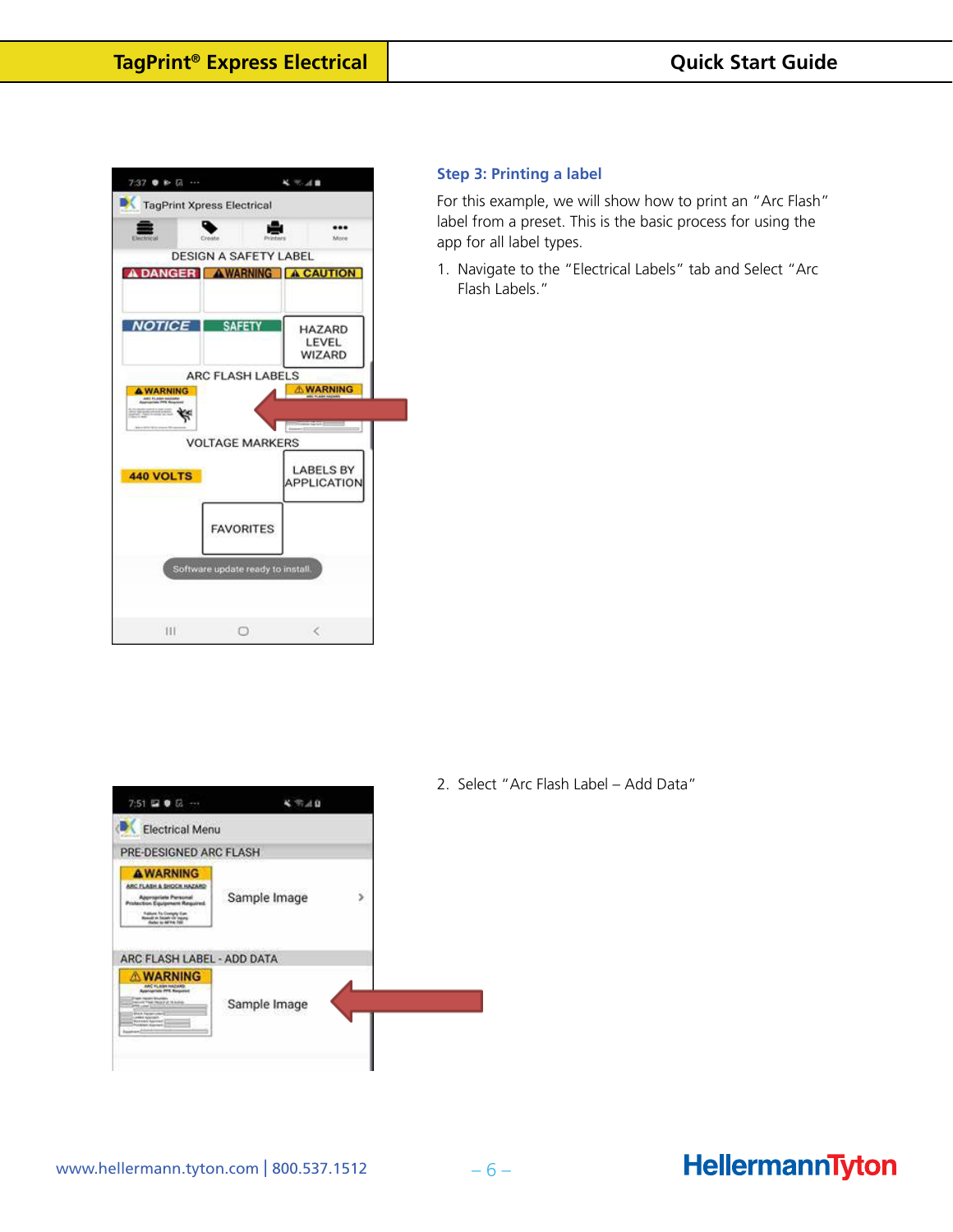### Step 3: Printing a label

For this example, we will show how to print an "Arc Flash" label from a preset. This is the basic process for using the app for all label types.

1. Navigate to the "Electrical Labels" tab and Select "Arc Flash Labels."

2. Select "Arc Flash Label – Add Data"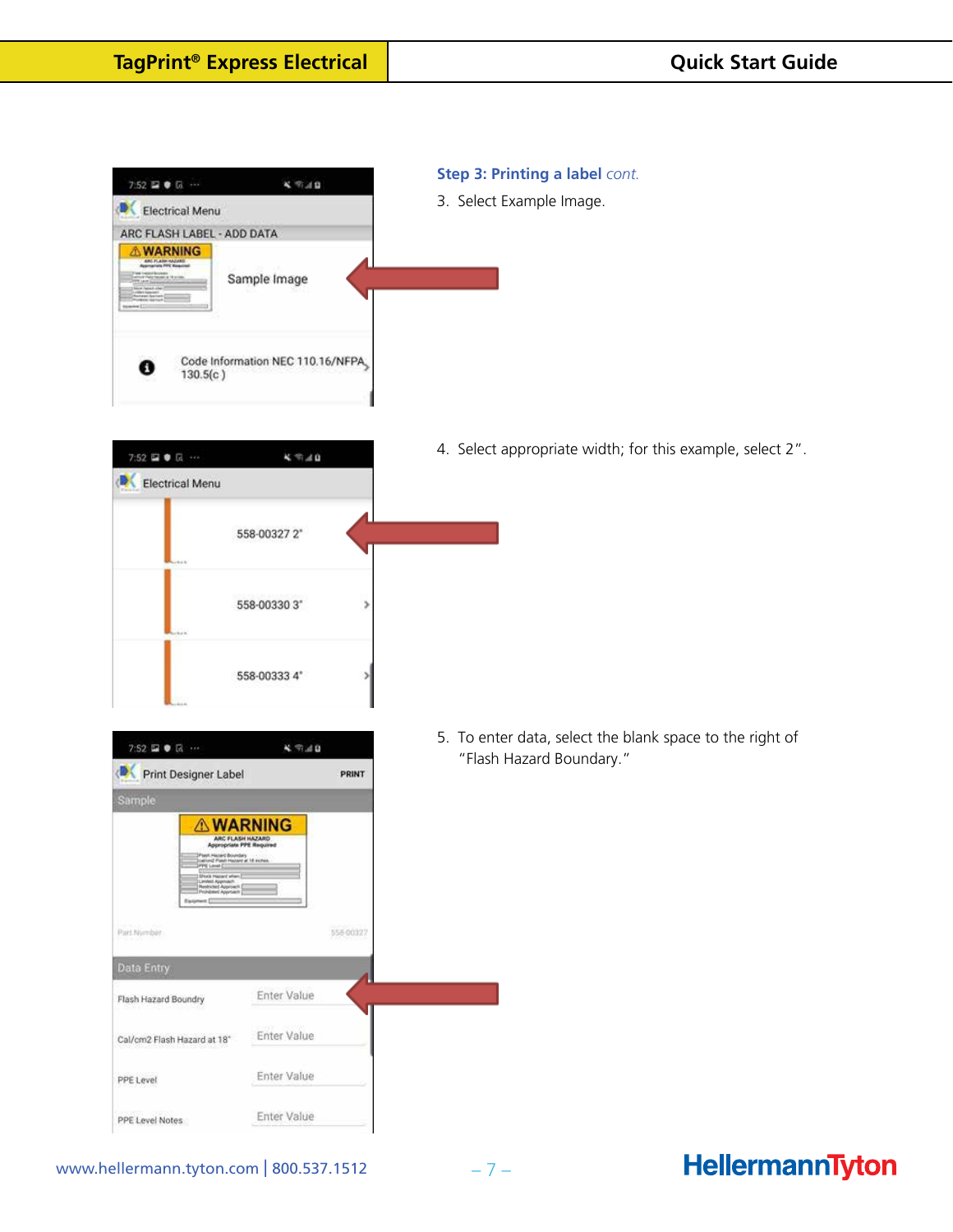### Step 3: Printing a label *cont.*

3. Select Example Image.

4. Select appropriate width; for this example, select 2".

5. To enter data, select the blank space to the right of "Flash Hazard Boundary."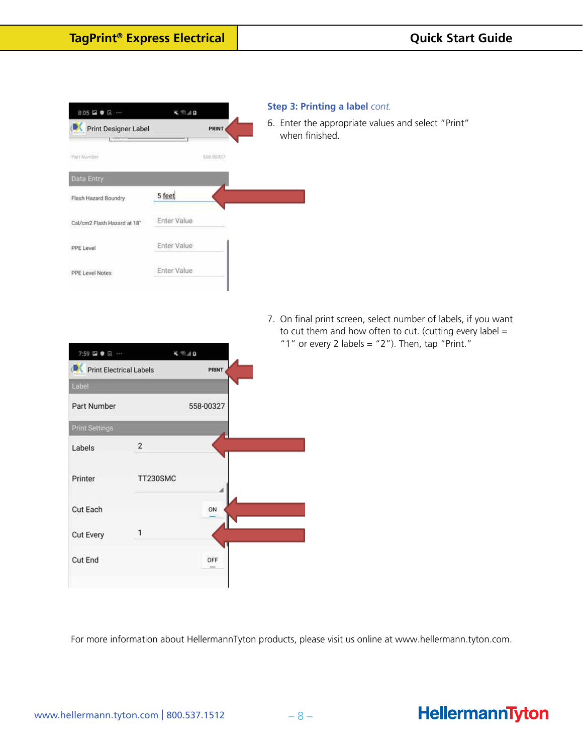### Step 3: Printing a label *cont.*

6. Enter the appropriate values and select "Print" when finished.

7. On final print screen, select number of labels, if you want to cut them and how often to cut. (cutting every label = "1" or every 2 labels = "2"). Then, tap "Print."

For more information about HellermannTyton products, please visit us online at www.hellermann.tyton.com.